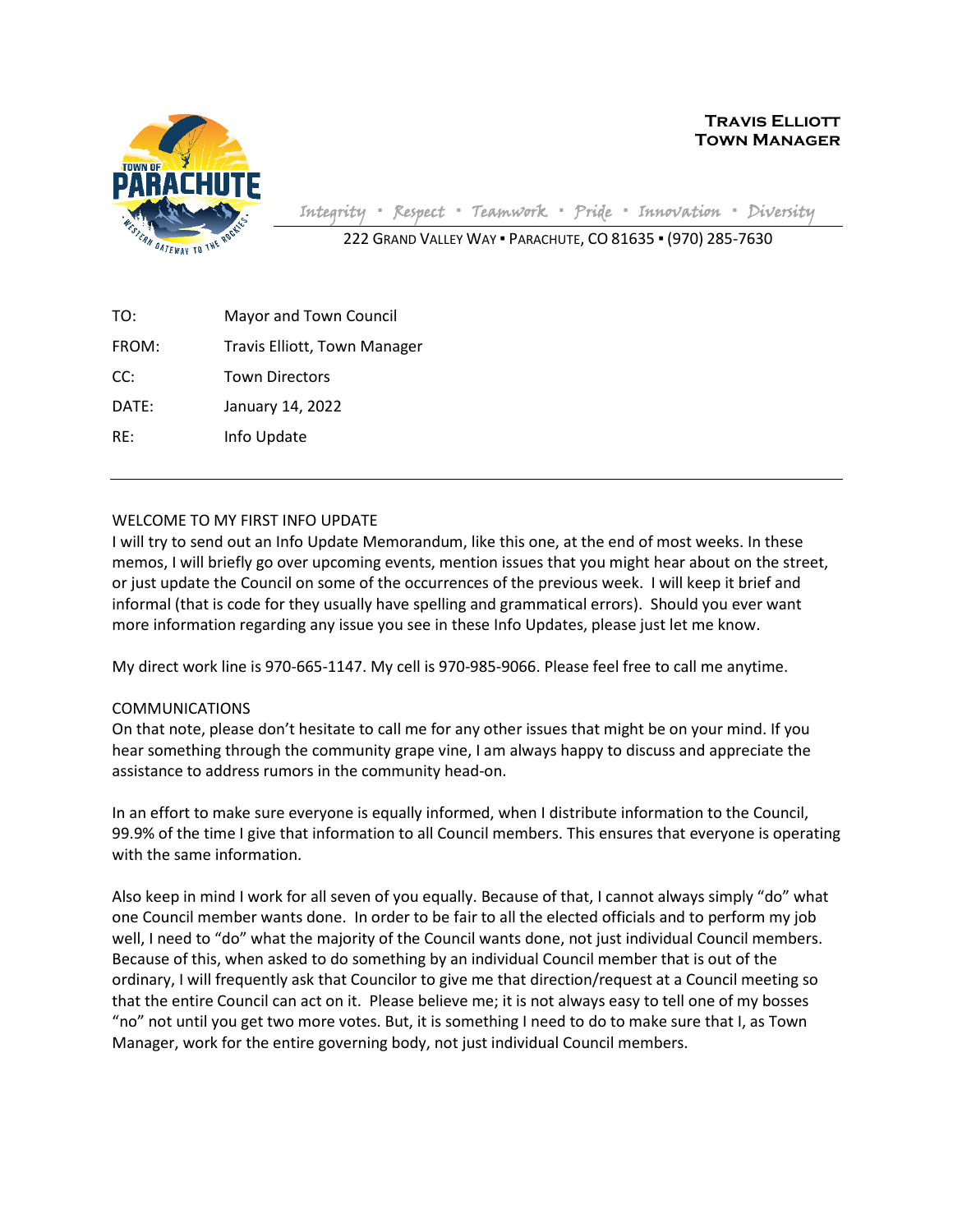**TRAVIS ELLIOTT**
**TOWN MANAGER**

*Integrity ▪ Respect ▪ Teamwork ▪ Pride ▪ Innovation ▪ Diversity*

222 GRAND VALLEY WAY ▪ PARACHUTE, CO 81635 ▪ (970) 285-7630

TO: Mayor and Town Council

FROM: Travis Elliott, Town Manager

CC: Town Directors

DATE: January 14, 2022

RE: Info Update

---

WELCOME TO MY FIRST INFO UPDATE

I will try to send out an Info Update Memorandum, like this one, at the end of most weeks. In these memos, I will briefly go over upcoming events, mention issues that you might hear about on the street, or just update the Council on some of the occurrences of the previous week. I will keep it brief and informal (that is code for they usually have spelling and grammatical errors). Should you ever want more information regarding any issue you see in these Info Updates, please just let me know.

My direct work line is 970-665-1147. My cell is 970-985-9066. Please feel free to call me anytime.

COMMUNICATIONS

On that note, please don't hesitate to call me for any other issues that might be on your mind. If you hear something through the community grape vine, I am always happy to discuss and appreciate the assistance to address rumors in the community head-on.

In an effort to make sure everyone is equally informed, when I distribute information to the Council, 99.9% of the time I give that information to all Council members. This ensures that everyone is operating with the same information.

Also keep in mind I work for all seven of you equally. Because of that, I cannot always simply "do" what one Council member wants done. In order to be fair to all the elected officials and to perform my job well, I need to "do" what the majority of the Council wants done, not just individual Council members. Because of this, when asked to do something by an individual Council member that is out of the ordinary, I will frequently ask that Councilor to give me that direction/request at a Council meeting so that the entire Council can act on it. Please believe me; it is not always easy to tell one of my bosses "no" not until you get two more votes. But, it is something I need to do to make sure that I, as Town Manager, work for the entire governing body, not just individual Council members.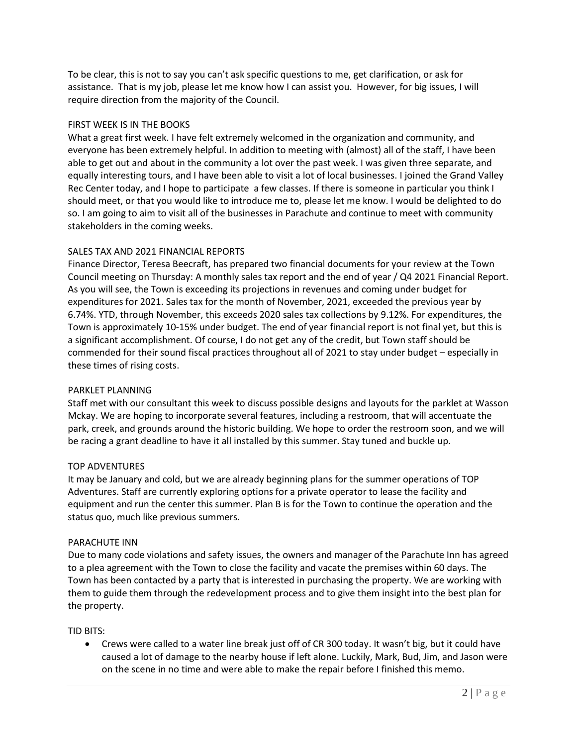To be clear, this is not to say you can't ask specific questions to me, get clarification, or ask for assistance. That is my job, please let me know how I can assist you. However, for big issues, I will require direction from the majority of the Council.

## FIRST WEEK IS IN THE BOOKS

What a great first week. I have felt extremely welcomed in the organization and community, and everyone has been extremely helpful. In addition to meeting with (almost) all of the staff, I have been able to get out and about in the community a lot over the past week. I was given three separate, and equally interesting tours, and I have been able to visit a lot of local businesses. I joined the Grand Valley Rec Center today, and I hope to participate a few classes. If there is someone in particular you think I should meet, or that you would like to introduce me to, please let me know. I would be delighted to do so. I am going to aim to visit all of the businesses in Parachute and continue to meet with community stakeholders in the coming weeks.

## SALES TAX AND 2021 FINANCIAL REPORTS

Finance Director, Teresa Beecraft, has prepared two financial documents for your review at the Town Council meeting on Thursday: A monthly sales tax report and the end of year / Q4 2021 Financial Report. As you will see, the Town is exceeding its projections in revenues and coming under budget for expenditures for 2021. Sales tax for the month of November, 2021, exceeded the previous year by 6.74%. YTD, through November, this exceeds 2020 sales tax collections by 9.12%. For expenditures, the Town is approximately 10-15% under budget. The end of year financial report is not final yet, but this is a significant accomplishment. Of course, I do not get any of the credit, but Town staff should be commended for their sound fiscal practices throughout all of 2021 to stay under budget – especially in these times of rising costs.

## PARKLET PLANNING

Staff met with our consultant this week to discuss possible designs and layouts for the parklet at Wasson Mckay. We are hoping to incorporate several features, including a restroom, that will accentuate the park, creek, and grounds around the historic building. We hope to order the restroom soon, and we will be racing a grant deadline to have it all installed by this summer. Stay tuned and buckle up.

## TOP ADVENTURES

It may be January and cold, but we are already beginning plans for the summer operations of TOP Adventures. Staff are currently exploring options for a private operator to lease the facility and equipment and run the center this summer. Plan B is for the Town to continue the operation and the status quo, much like previous summers.

## PARACHUTE INN

Due to many code violations and safety issues, the owners and manager of the Parachute Inn has agreed to a plea agreement with the Town to close the facility and vacate the premises within 60 days. The Town has been contacted by a party that is interested in purchasing the property. We are working with them to guide them through the redevelopment process and to give them insight into the best plan for the property.

## TID BITS:

- Crews were called to a water line break just off of CR 300 today. It wasn't big, but it could have caused a lot of damage to the nearby house if left alone. Luckily, Mark, Bud, Jim, and Jason were on the scene in no time and were able to make the repair before I finished this memo.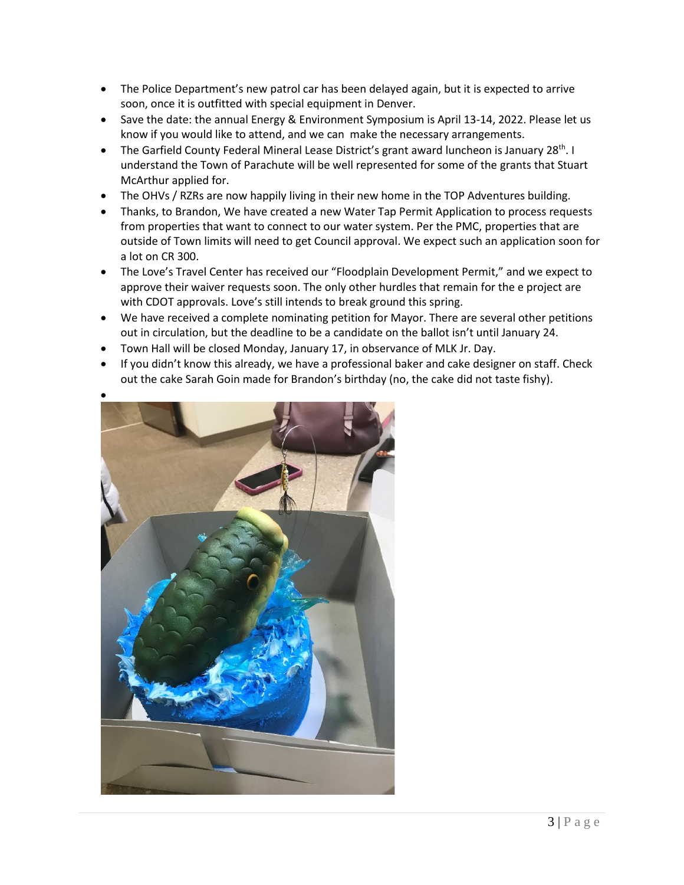- The Police Department's new patrol car has been delayed again, but it is expected to arrive soon, once it is outfitted with special equipment in Denver.
- Save the date: the annual Energy & Environment Symposium is April 13-14, 2022. Please let us know if you would like to attend, and we can make the necessary arrangements.
- The Garfield County Federal Mineral Lease District's grant award luncheon is January 28th. I understand the Town of Parachute will be well represented for some of the grants that Stuart McArthur applied for.
- The OHVs / RZRs are now happily living in their new home in the TOP Adventures building.
- Thanks, to Brandon, We have created a new Water Tap Permit Application to process requests from properties that want to connect to our water system. Per the PMC, properties that are outside of Town limits will need to get Council approval. We expect such an application soon for a lot on CR 300.
- The Love's Travel Center has received our "Floodplain Development Permit," and we expect to approve their waiver requests soon. The only other hurdles that remain for the e project are with CDOT approvals. Love's still intends to break ground this spring.
- We have received a complete nominating petition for Mayor. There are several other petitions out in circulation, but the deadline to be a candidate on the ballot isn't until January 24.
- Town Hall will be closed Monday, January 17, in observance of MLK Jr. Day.
- If you didn't know this already, we have a professional baker and cake designer on staff. Check out the cake Sarah Goin made for Brandon's birthday (no, the cake did not taste fishy).